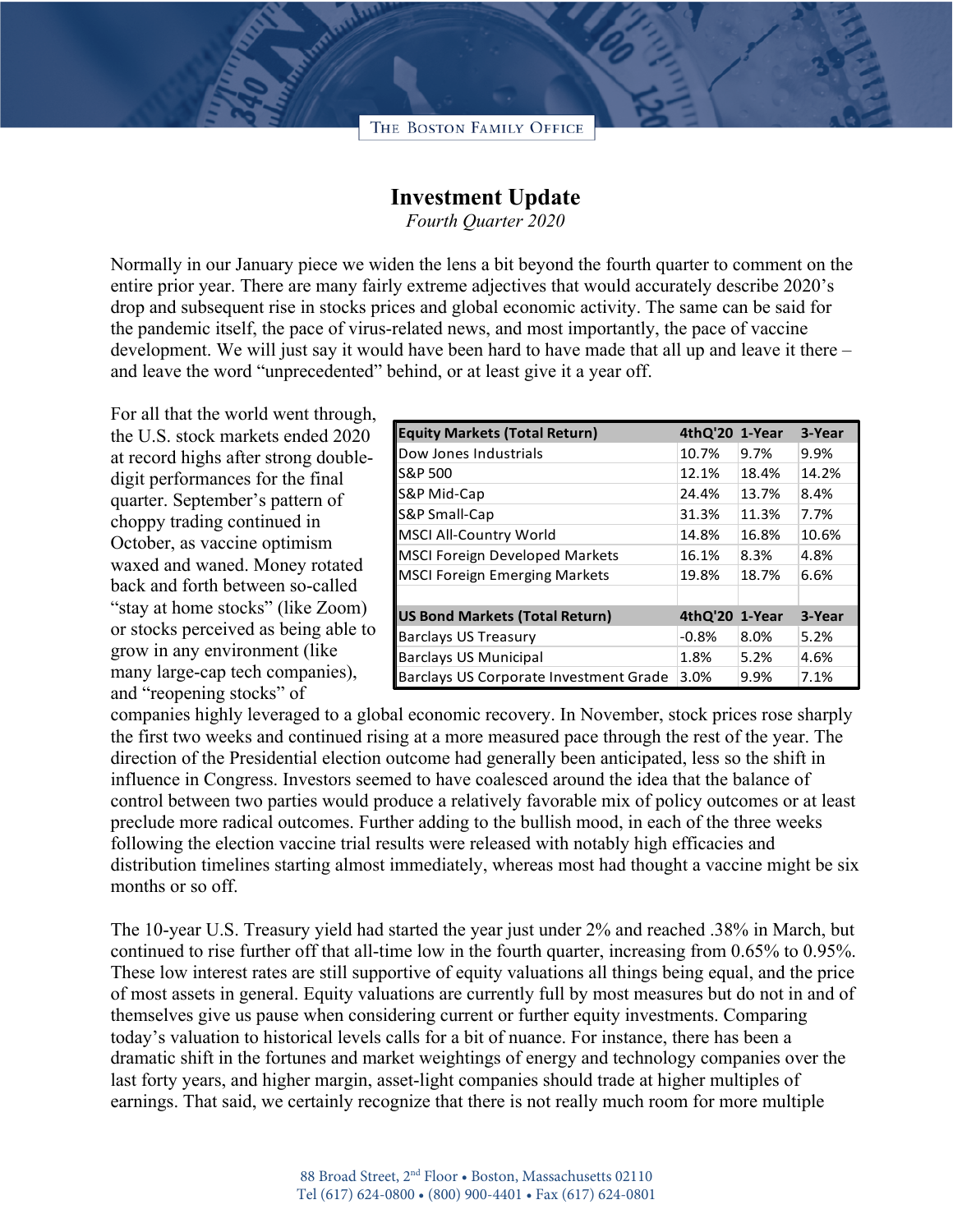# Investment Update

*Fourth Quarter 2020*

Normally in our January piece we widen the lens a bit beyond the fourth quarter to comment on the entire prior year. There are many fairly extreme adjectives that would accurately describe 2020's drop and subsequent rise in stocks prices and global economic activity. The same can be said for the pandemic itself, the pace of virus-related news, and most importantly, the pace of vaccine development. We will just say it would have been hard to have made that all up and leave it there – and leave the word "unprecedented" behind, or at least give it a year off.

| Equity Markets (Total Return) | 4thQ'20 | 1-Year | 3-Year |
|---|---|---|---|
| Dow Jones Industrials | 10.7% | 9.7% | 9.9% |
| S&P 500 | 12.1% | 18.4% | 14.2% |
| S&P Mid-Cap | 24.4% | 13.7% | 8.4% |
| S&P Small-Cap | 31.3% | 11.3% | 7.7% |
| MSCI All-Country World | 14.8% | 16.8% | 10.6% |
| MSCI Foreign Developed Markets | 16.1% | 8.3% | 4.8% |
| MSCI Foreign Emerging Markets | 19.8% | 18.7% | 6.6% |
| | | | |
| **US Bond Markets (Total Return)** | **4thQ'20** | **1-Year** | **3-Year** |
| Barclays US Treasury | -0.8% | 8.0% | 5.2% |
| Barclays US Municipal | 1.8% | 5.2% | 4.6% |
| Barclays US Corporate Investment Grade | 3.0% | 9.9% | 7.1% |

For all that the world went through, the U.S. stock markets ended 2020 at record highs after strong double-digit performances for the final quarter. September's pattern of choppy trading continued in October, as vaccine optimism waxed and waned. Money rotated back and forth between so-called "stay at home stocks" (like Zoom) or stocks perceived as being able to grow in any environment (like many large-cap tech companies), and "reopening stocks" of companies highly leveraged to a global economic recovery. In November, stock prices rose sharply the first two weeks and continued rising at a more measured pace through the rest of the year. The direction of the Presidential election outcome had generally been anticipated, less so the shift in influence in Congress. Investors seemed to have coalesced around the idea that the balance of control between two parties would produce a relatively favorable mix of policy outcomes or at least preclude more radical outcomes. Further adding to the bullish mood, in each of the three weeks following the election vaccine trial results were released with notably high efficacies and distribution timelines starting almost immediately, whereas most had thought a vaccine might be six months or so off.

The 10-year U.S. Treasury yield had started the year just under 2% and reached .38% in March, but continued to rise further off that all-time low in the fourth quarter, increasing from 0.65% to 0.95%. These low interest rates are still supportive of equity valuations all things being equal, and the price of most assets in general. Equity valuations are currently full by most measures but do not in and of themselves give us pause when considering current or further equity investments. Comparing today's valuation to historical levels calls for a bit of nuance. For instance, there has been a dramatic shift in the fortunes and market weightings of energy and technology companies over the last forty years, and higher margin, asset-light companies should trade at higher multiples of earnings. That said, we certainly recognize that there is not really much room for more multiple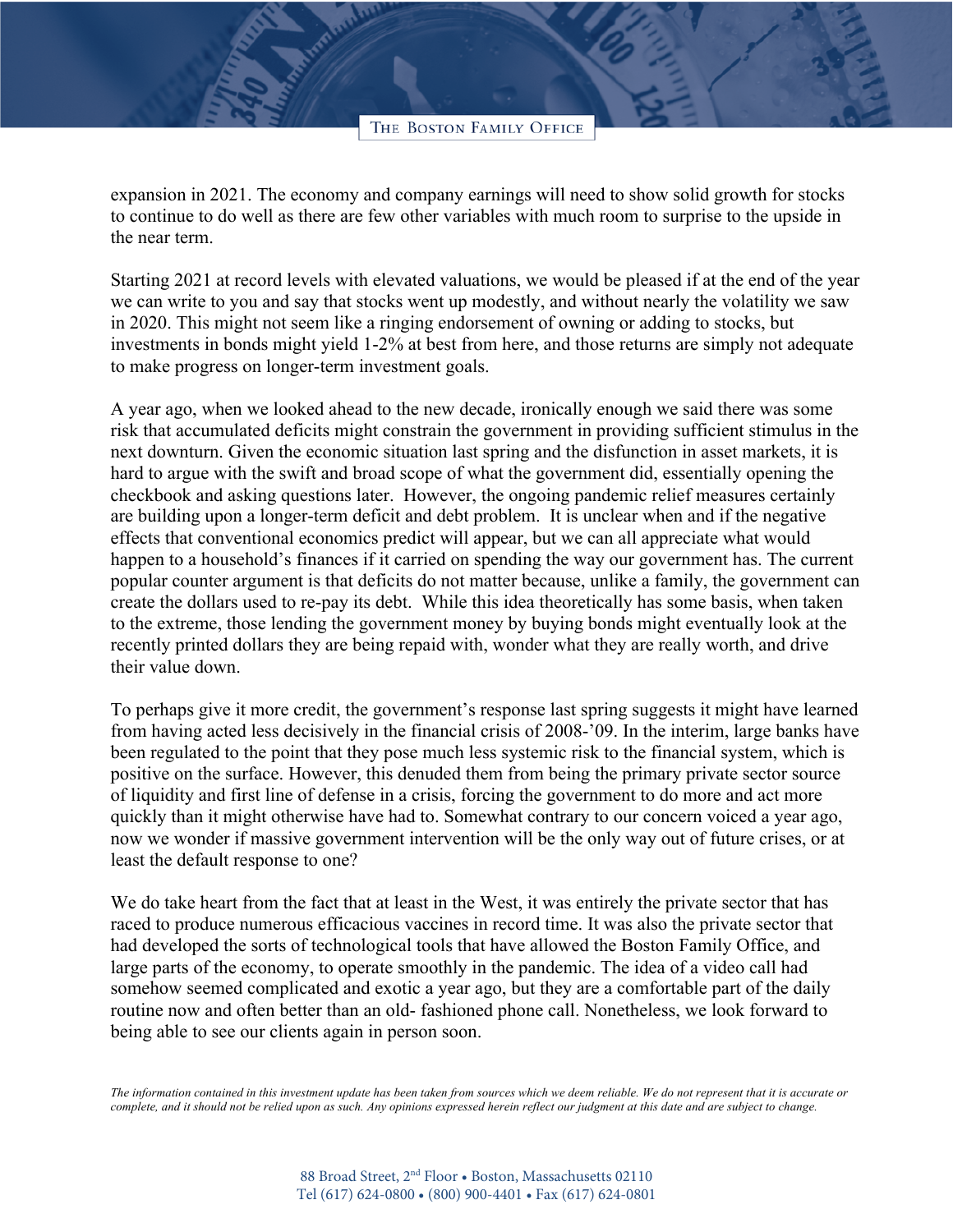expansion in 2021. The economy and company earnings will need to show solid growth for stocks to continue to do well as there are few other variables with much room to surprise to the upside in the near term.

Starting 2021 at record levels with elevated valuations, we would be pleased if at the end of the year we can write to you and say that stocks went up modestly, and without nearly the volatility we saw in 2020. This might not seem like a ringing endorsement of owning or adding to stocks, but investments in bonds might yield 1-2% at best from here, and those returns are simply not adequate to make progress on longer-term investment goals.

A year ago, when we looked ahead to the new decade, ironically enough we said there was some risk that accumulated deficits might constrain the government in providing sufficient stimulus in the next downturn. Given the economic situation last spring and the disfunction in asset markets, it is hard to argue with the swift and broad scope of what the government did, essentially opening the checkbook and asking questions later. However, the ongoing pandemic relief measures certainly are building upon a longer-term deficit and debt problem. It is unclear when and if the negative effects that conventional economics predict will appear, but we can all appreciate what would happen to a household's finances if it carried on spending the way our government has. The current popular counter argument is that deficits do not matter because, unlike a family, the government can create the dollars used to re-pay its debt. While this idea theoretically has some basis, when taken to the extreme, those lending the government money by buying bonds might eventually look at the recently printed dollars they are being repaid with, wonder what they are really worth, and drive their value down.

To perhaps give it more credit, the government's response last spring suggests it might have learned from having acted less decisively in the financial crisis of 2008-'09. In the interim, large banks have been regulated to the point that they pose much less systemic risk to the financial system, which is positive on the surface. However, this denuded them from being the primary private sector source of liquidity and first line of defense in a crisis, forcing the government to do more and act more quickly than it might otherwise have had to. Somewhat contrary to our concern voiced a year ago, now we wonder if massive government intervention will be the only way out of future crises, or at least the default response to one?

We do take heart from the fact that at least in the West, it was entirely the private sector that has raced to produce numerous efficacious vaccines in record time. It was also the private sector that had developed the sorts of technological tools that have allowed the Boston Family Office, and large parts of the economy, to operate smoothly in the pandemic. The idea of a video call had somehow seemed complicated and exotic a year ago, but they are a comfortable part of the daily routine now and often better than an old- fashioned phone call. Nonetheless, we look forward to being able to see our clients again in person soon.

*The information contained in this investment update has been taken from sources which we deem reliable. We do not represent that it is accurate or complete, and it should not be relied upon as such. Any opinions expressed herein reflect our judgment at this date and are subject to change.*